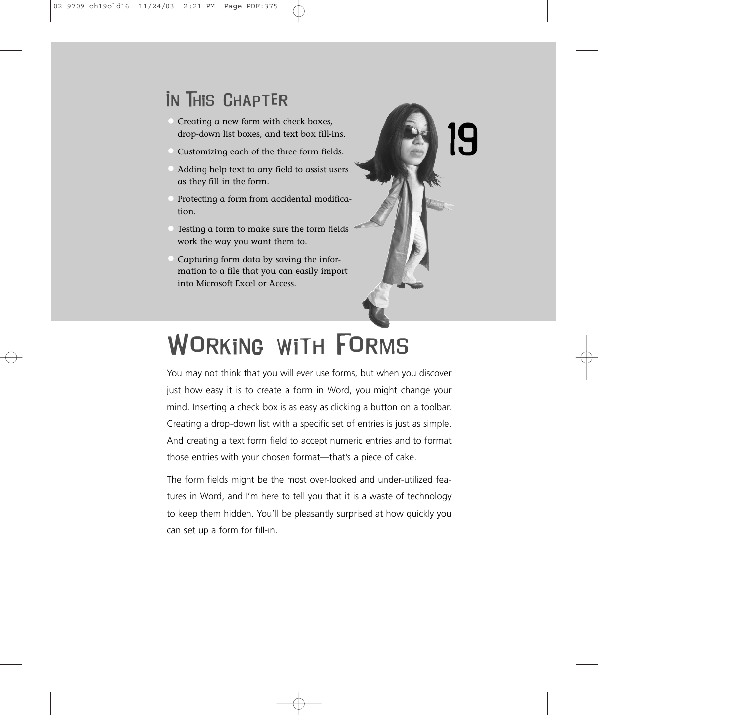## In This Chapter

- Creating a new form with check boxes, drop-down list boxes, and text box fill-ins.
- Customizing each of the three form fields.
- Adding help text to any field to assist users as they fill in the form.
- Protecting a form from accidental modification.
- Testing a form to make sure the form fields work the way you want them to.
- Capturing form data by saving the information to a file that you can easily import into Microsoft Excel or Access.

19

# Working with Forms

You may not think that you will ever use forms, but when you discover just how easy it is to create a form in Word, you might change your mind. Inserting a check box is as easy as clicking a button on a toolbar. Creating a drop-down list with a specific set of entries is just as simple. And creating a text form field to accept numeric entries and to format those entries with your chosen format—that's a piece of cake.

The form fields might be the most over-looked and under-utilized features in Word, and I'm here to tell you that it is a waste of technology to keep them hidden. You'll be pleasantly surprised at how quickly you can set up a form for fill-in.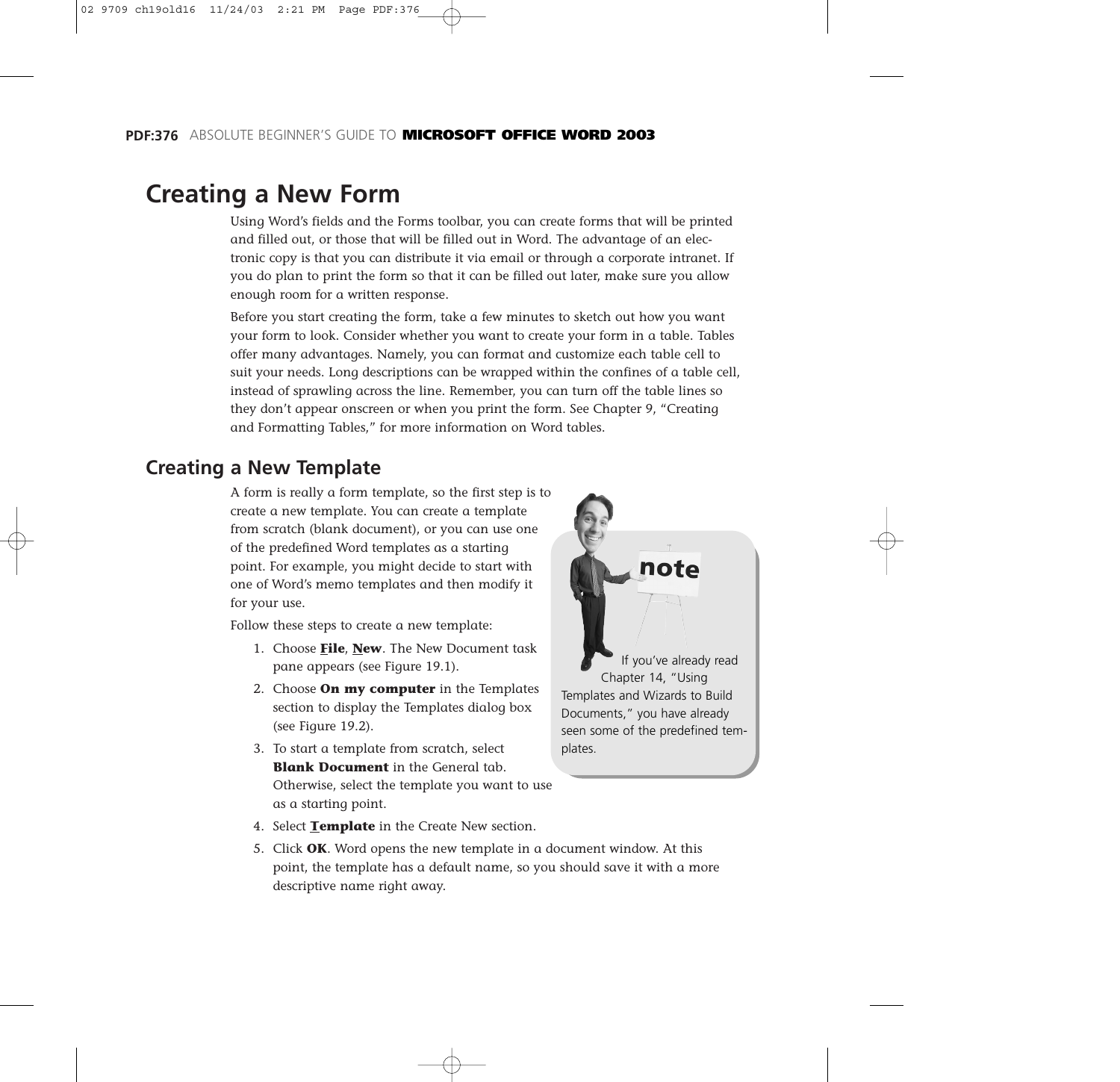# Creating a New Form

Using Word's fields and the Forms toolbar, you can create forms that will be printed and filled out, or those that will be filled out in Word. The advantage of an electronic copy is that you can distribute it via email or through a corporate intranet. If you do plan to print the form so that it can be filled out later, make sure you allow enough room for a written response.

Before you start creating the form, take a few minutes to sketch out how you want your form to look. Consider whether you want to create your form in a table. Tables offer many advantages. Namely, you can format and customize each table cell to suit your needs. Long descriptions can be wrapped within the confines of a table cell, instead of sprawling across the line. Remember, you can turn off the table lines so they don't appear onscreen or when you print the form. See Chapter 9, "Creating and Formatting Tables," for more information on Word tables.

## Creating a New Template

A form is really a form template, so the first step is to create a new template. You can create a template from scratch (blank document), or you can use one of the predefined Word templates as a starting point. For example, you might decide to start with one of Word's memo templates and then modify it for your use.

> **note**
>
> If you've already read Chapter 14, "Using Templates and Wizards to Build Documents," you have already seen some of the predefined templates.

Follow these steps to create a new template:

1. Choose **File**, **New**. The New Document task pane appears (see Figure 19.1).
2. Choose **On my computer** in the Templates section to display the Templates dialog box (see Figure 19.2).
3. To start a template from scratch, select **Blank Document** in the General tab. Otherwise, select the template you want to use as a starting point.
4. Select **Template** in the Create New section.
5. Click **OK**. Word opens the new template in a document window. At this point, the template has a default name, so you should save it with a more descriptive name right away.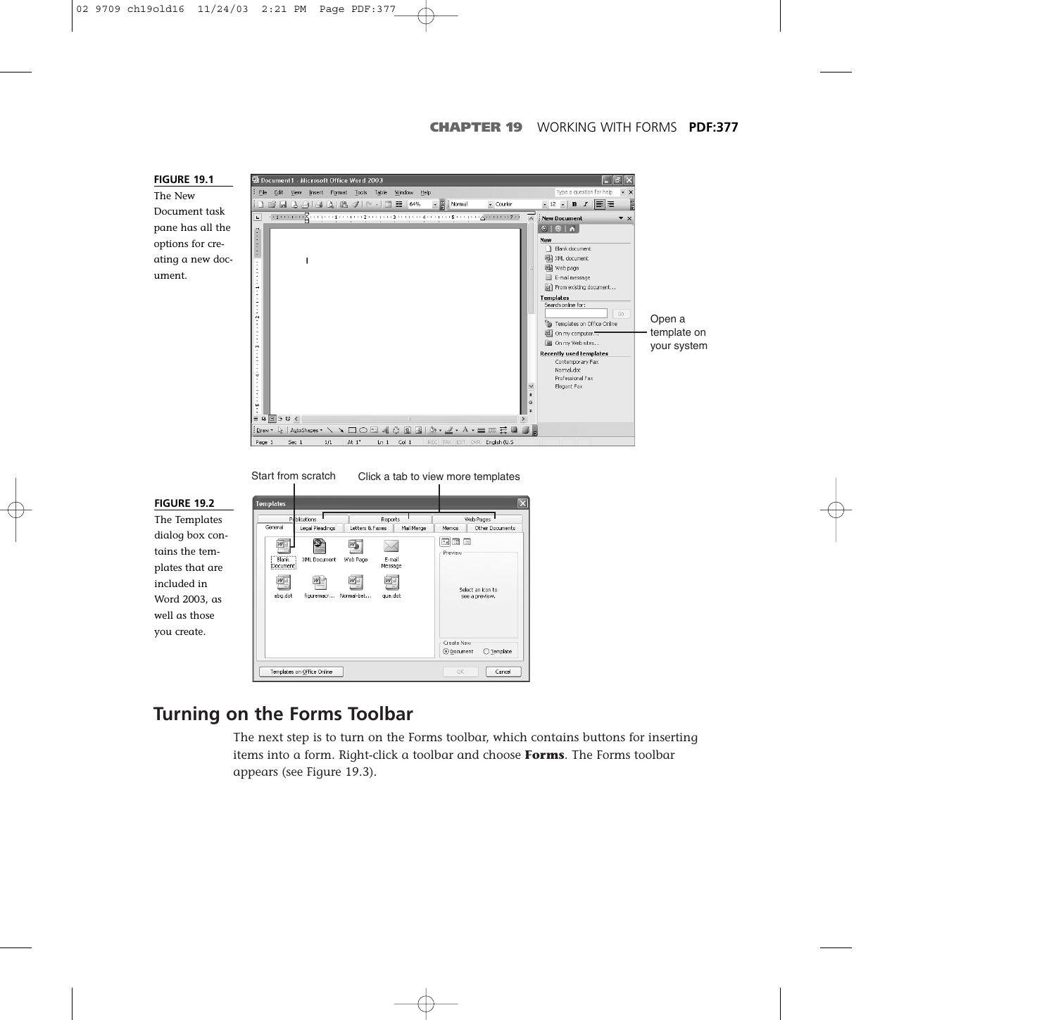**FIGURE 19.1**
The New Document task pane has all the options for creating a new document.

Open a template on your system

Start from scratch

Click a tab to view more templates

**FIGURE 19.2**
The Templates dialog box contains the templates that are included in Word 2003, as well as those you create.

## Turning on the Forms Toolbar

The next step is to turn on the Forms toolbar, which contains buttons for inserting items into a form. Right-click a toolbar and choose **Forms**. The Forms toolbar appears (see Figure 19.3).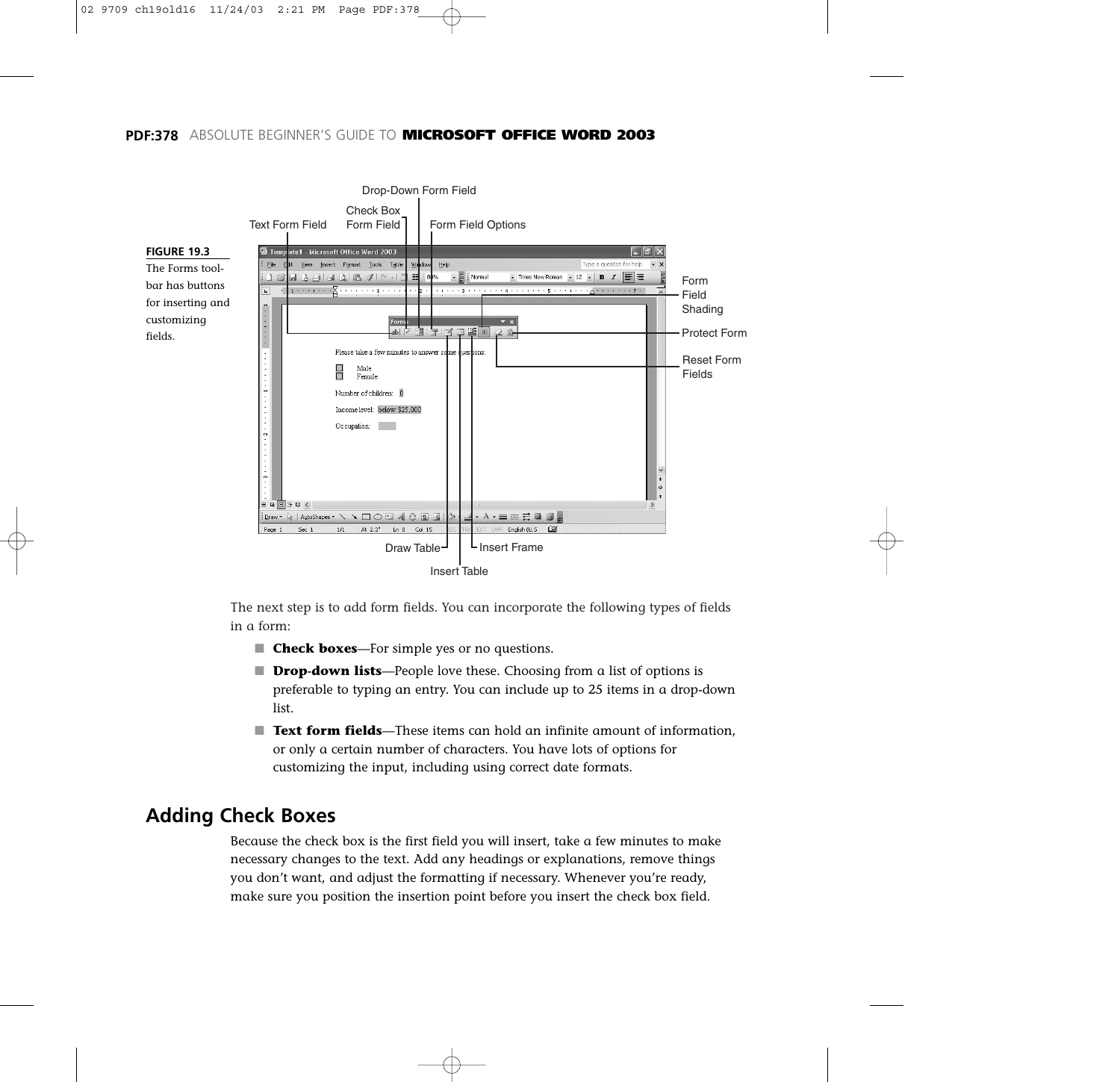**FIGURE 19.3**

The Forms toolbar has buttons for inserting and customizing fields.

The next step is to add form fields. You can incorporate the following types of fields in a form:

- **Check boxes**—For simple yes or no questions.
- **Drop-down lists**—People love these. Choosing from a list of options is preferable to typing an entry. You can include up to 25 items in a drop-down list.
- **Text form fields**—These items can hold an infinite amount of information, or only a certain number of characters. You have lots of options for customizing the input, including using correct date formats.

## Adding Check Boxes

Because the check box is the first field you will insert, take a few minutes to make necessary changes to the text. Add any headings or explanations, remove things you don't want, and adjust the formatting if necessary. Whenever you're ready, make sure you position the insertion point before you insert the check box field.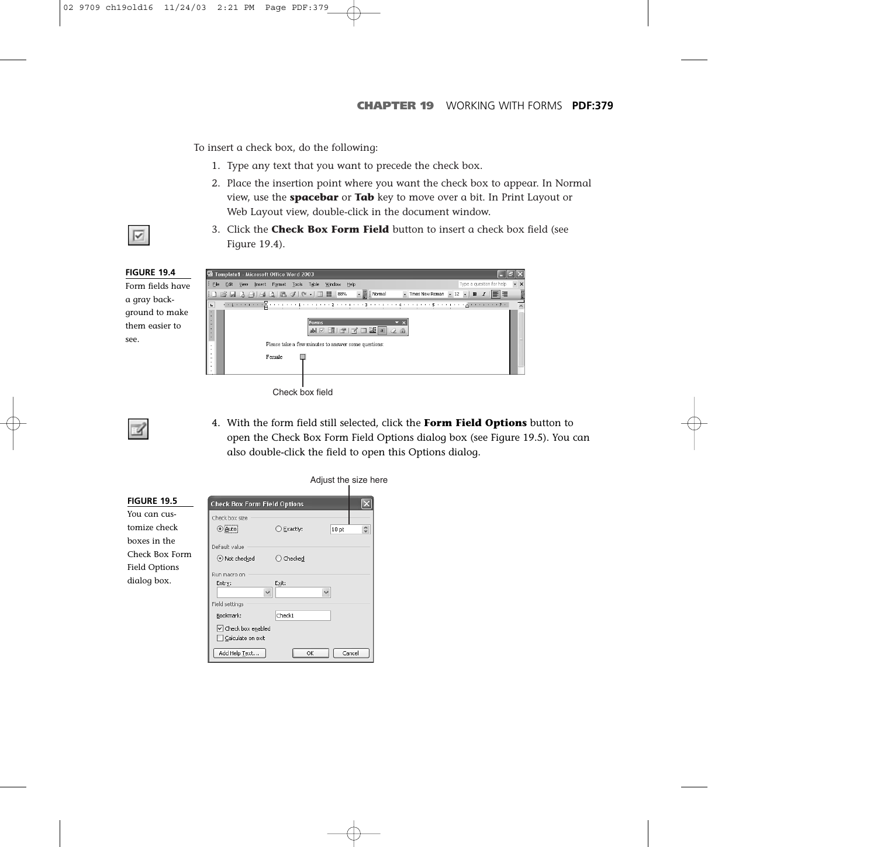To insert a check box, do the following:

1. Type any text that you want to precede the check box.
2. Place the insertion point where you want the check box to appear. In Normal view, use the **spacebar** or **Tab** key to move over a bit. In Print Layout or Web Layout view, double-click in the document window.
3. Click the **Check Box Form Field** button to insert a check box field (see Figure 19.4).

**FIGURE 19.4**
Form fields have a gray background to make them easier to see.

4. With the form field still selected, click the **Form Field Options** button to open the Check Box Form Field Options dialog box (see Figure 19.5). You can also double-click the field to open this Options dialog.

**FIGURE 19.5**
You can customize check boxes in the Check Box Form Field Options dialog box.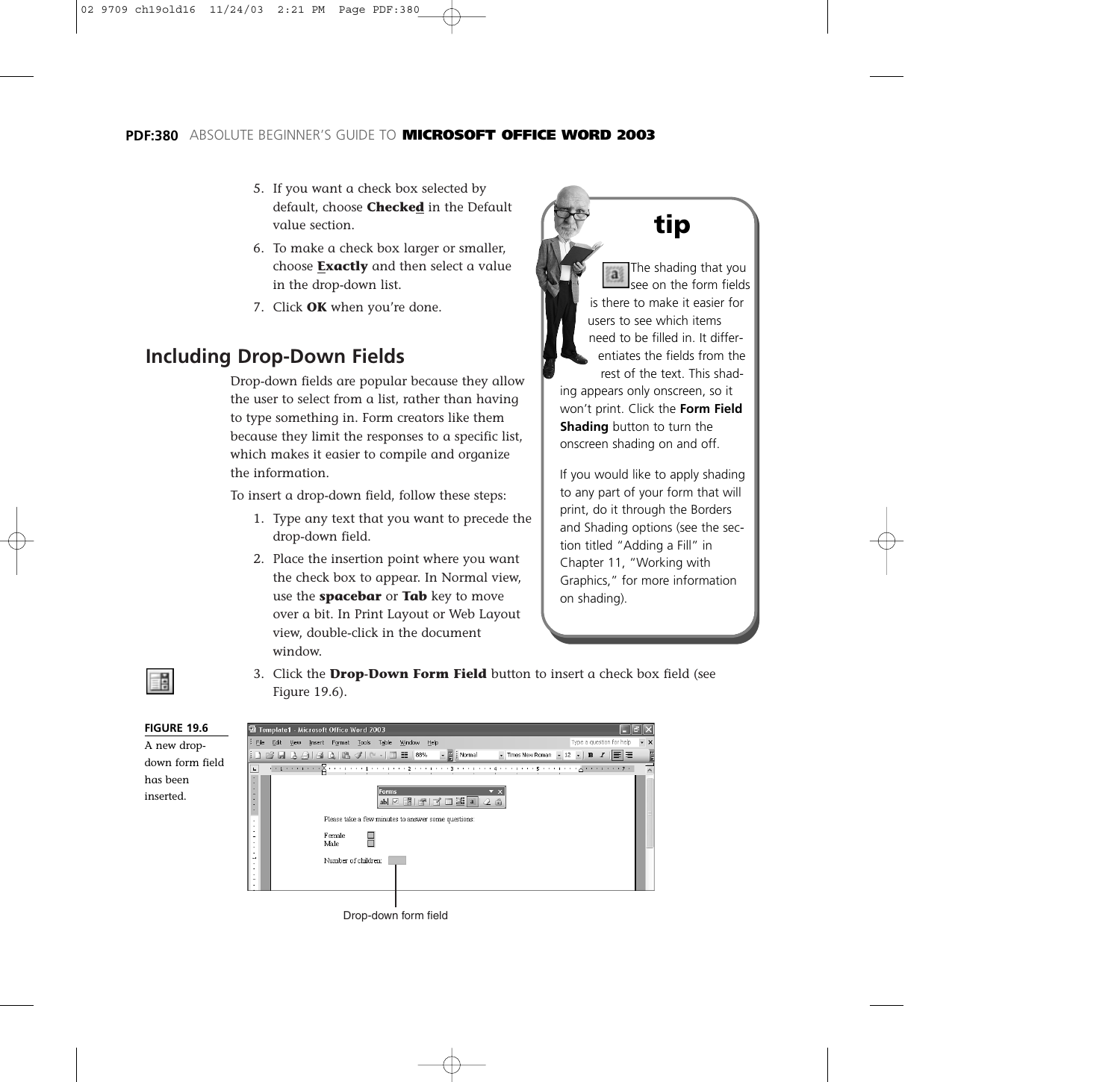5. If you want a check box selected by default, choose **Checked** in the Default value section.
6. To make a check box larger or smaller, choose **Exactly** and then select a value in the drop-down list.
7. Click **OK** when you're done.

## Including Drop-Down Fields

Drop-down fields are popular because they allow the user to select from a list, rather than having to type something in. Form creators like them because they limit the responses to a specific list, which makes it easier to compile and organize the information.

To insert a drop-down field, follow these steps:

1. Type any text that you want to precede the drop-down field.
2. Place the insertion point where you want the check box to appear. In Normal view, use the ***spacebar*** or ***Tab*** key to move over a bit. In Print Layout or Web Layout view, double-click in the document window.
3. Click the **Drop-Down Form Field** button to insert a check box field (see Figure 19.6).

> **tip**
>
> The shading that you see on the form fields is there to make it easier for users to see which items need to be filled in. It differentiates the fields from the rest of the text. This shading appears only onscreen, so it won't print. Click the **Form Field Shading** button to turn the onscreen shading on and off.
>
> If you would like to apply shading to any part of your form that will print, do it through the Borders and Shading options (see the section titled "Adding a Fill" in Chapter 11, "Working with Graphics," for more information on shading).

**FIGURE 19.6**
A new drop-down form field has been inserted.

Drop-down form field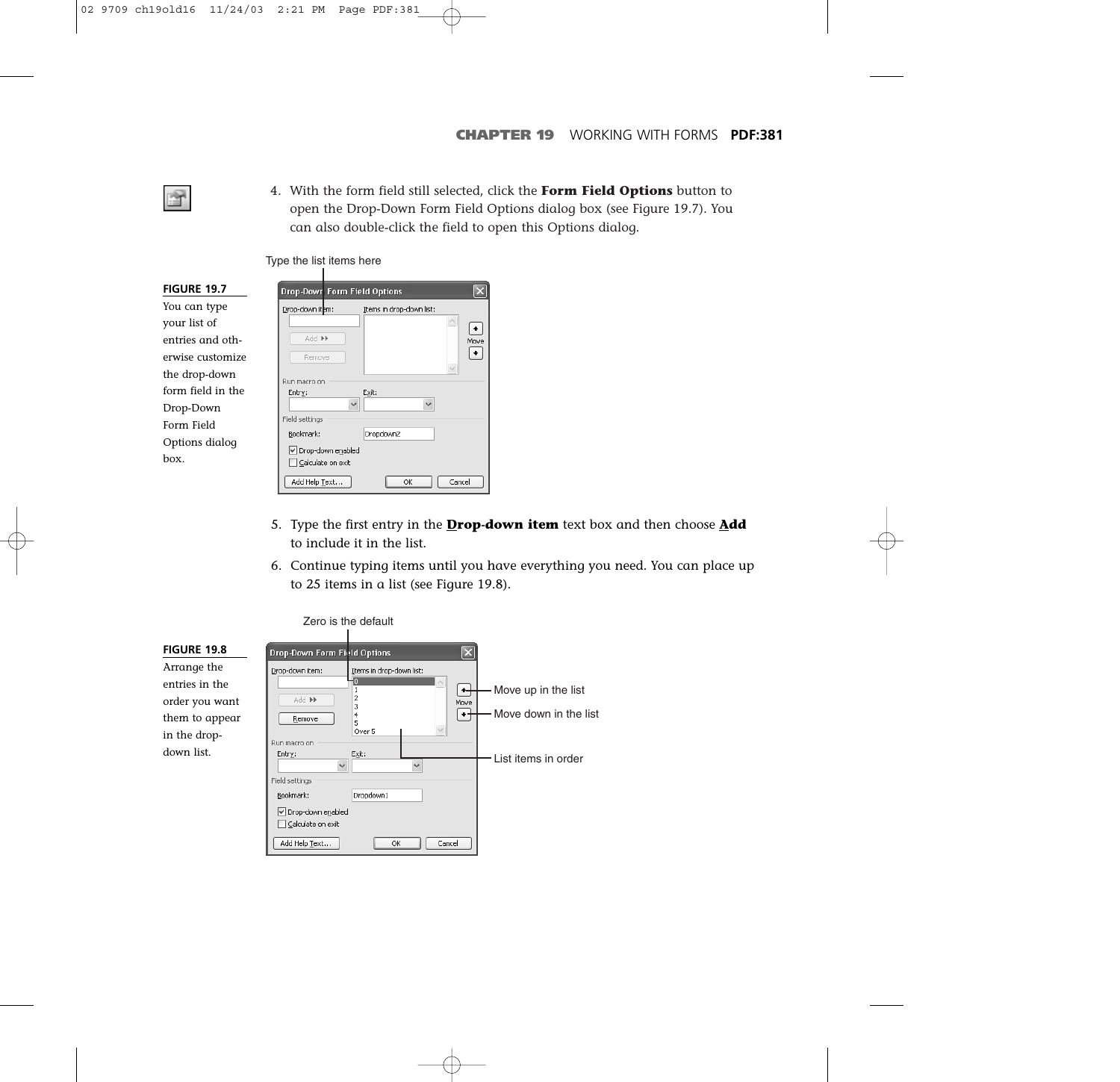4. With the form field still selected, click the **Form Field Options** button to open the Drop-Down Form Field Options dialog box (see Figure 19.7). You can also double-click the field to open this Options dialog.

**FIGURE 19.7**
You can type your list of entries and otherwise customize the drop-down form field in the Drop-Down Form Field Options dialog box.

5. Type the first entry in the **Drop-down item** text box and then choose **Add** to include it in the list.
6. Continue typing items until you have everything you need. You can place up to 25 items in a list (see Figure 19.8).

**FIGURE 19.8**
Arrange the entries in the order you want them to appear in the drop-down list.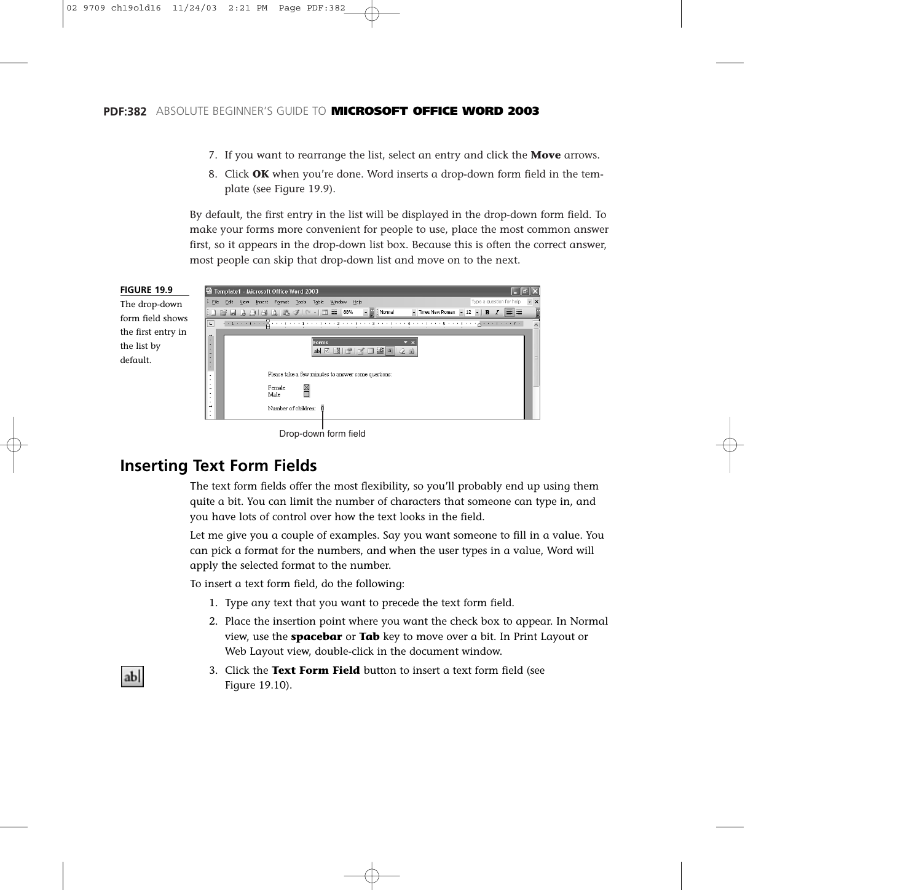7. If you want to rearrange the list, select an entry and click the **Move** arrows.
8. Click **OK** when you're done. Word inserts a drop-down form field in the template (see Figure 19.9).

By default, the first entry in the list will be displayed in the drop-down form field. To make your forms more convenient for people to use, place the most common answer first, so it appears in the drop-down list box. Because this is often the correct answer, most people can skip that drop-down list and move on to the next.

**FIGURE 19.9**
The drop-down form field shows the first entry in the list by default.

Drop-down form field

## Inserting Text Form Fields

The text form fields offer the most flexibility, so you'll probably end up using them quite a bit. You can limit the number of characters that someone can type in, and you have lots of control over how the text looks in the field.

Let me give you a couple of examples. Say you want someone to fill in a value. You can pick a format for the numbers, and when the user types in a value, Word will apply the selected format to the number.

To insert a text form field, do the following:

1. Type any text that you want to precede the text form field.
2. Place the insertion point where you want the check box to appear. In Normal view, use the **spacebar** or **Tab** key to move over a bit. In Print Layout or Web Layout view, double-click in the document window.
3. Click the **Text Form Field** button to insert a text form field (see Figure 19.10).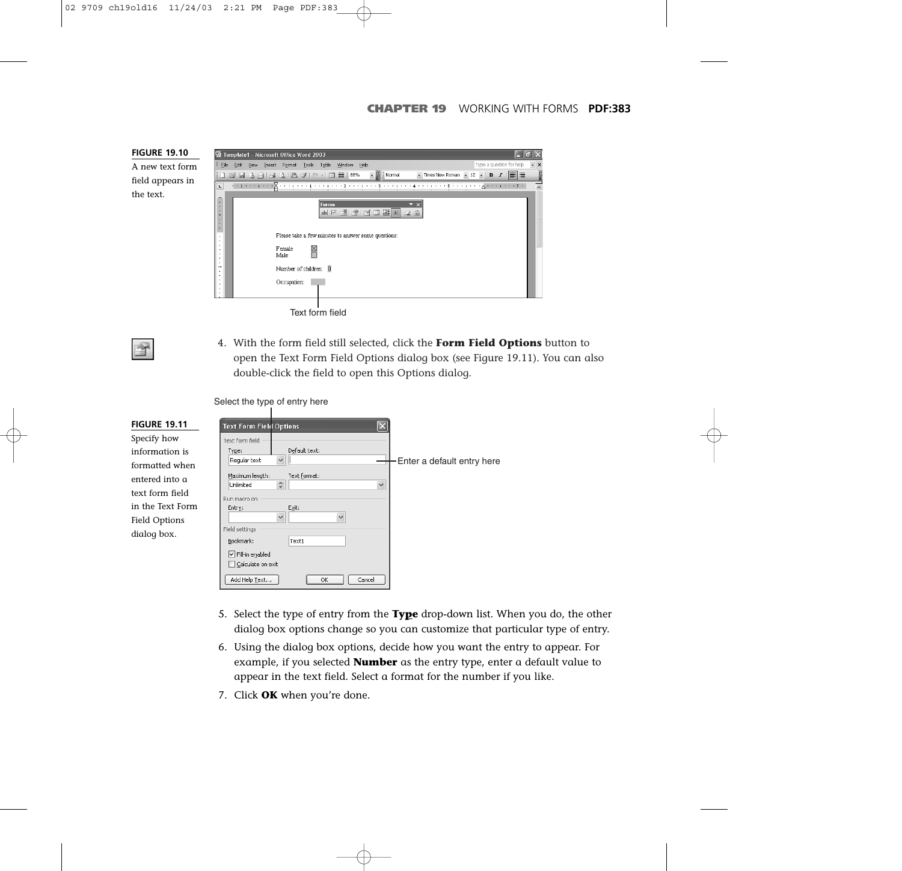**FIGURE 19.10**
A new text form field appears in the text.

Text form field

4. With the form field still selected, click the **Form Field Options** button to open the Text Form Field Options dialog box (see Figure 19.11). You can also double-click the field to open this Options dialog.

**FIGURE 19.11**
Specify how information is formatted when entered into a text form field in the Text Form Field Options dialog box.

Select the type of entry here

Enter a default entry here

5. Select the type of entry from the **Type** drop-down list. When you do, the other dialog box options change so you can customize that particular type of entry.
6. Using the dialog box options, decide how you want the entry to appear. For example, if you selected **Number** as the entry type, enter a default value to appear in the text field. Select a format for the number if you like.
7. Click **OK** when you're done.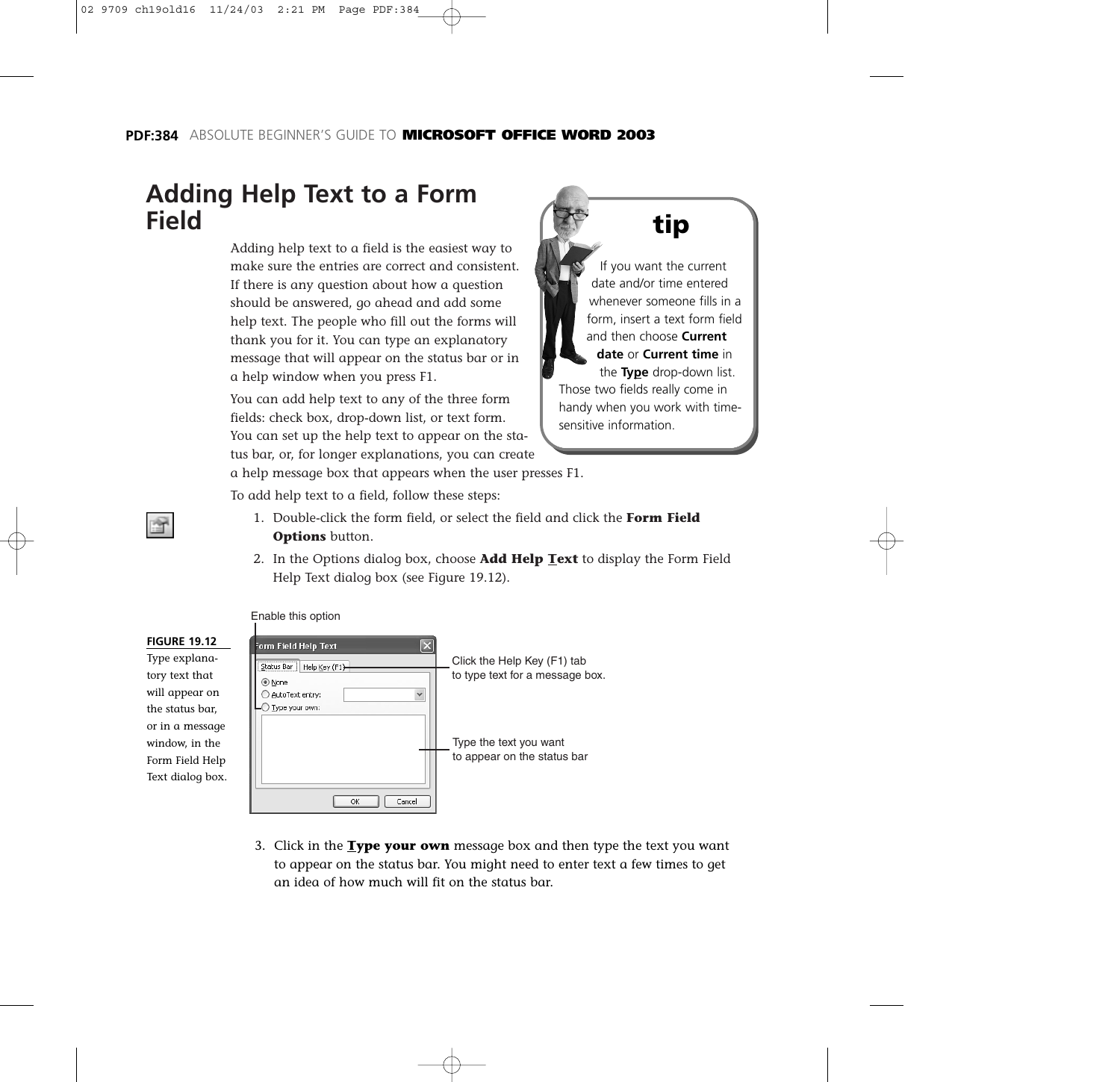## Adding Help Text to a Form Field

Adding help text to a field is the easiest way to make sure the entries are correct and consistent. If there is any question about how a question should be answered, go ahead and add some help text. The people who fill out the forms will thank you for it. You can type an explanatory message that will appear on the status bar or in a help window when you press F1.

You can add help text to any of the three form fields: check box, drop-down list, or text form. You can set up the help text to appear on the status bar, or, for longer explanations, you can create a help message box that appears when the user presses F1.

> **tip**
>
> If you want the current date and/or time entered whenever someone fills in a form, insert a text form field and then choose **Current date** or **Current time** in the **Type** drop-down list. Those two fields really come in handy when you work with time-sensitive information.

To add help text to a field, follow these steps:

1. Double-click the form field, or select the field and click the **Form Field Options** button.
2. In the Options dialog box, choose **Add Help Text** to display the Form Field Help Text dialog box (see Figure 19.12).

Enable this option

Click the Help Key (F1) tab to type text for a message box.

Type the text you want to appear on the status bar

**FIGURE 19.12** Type explanatory text that will appear on the status bar, or in a message window, in the Form Field Help Text dialog box.

3. Click in the **Type your own** message box and then type the text you want to appear on the status bar. You might need to enter text a few times to get an idea of how much will fit on the status bar.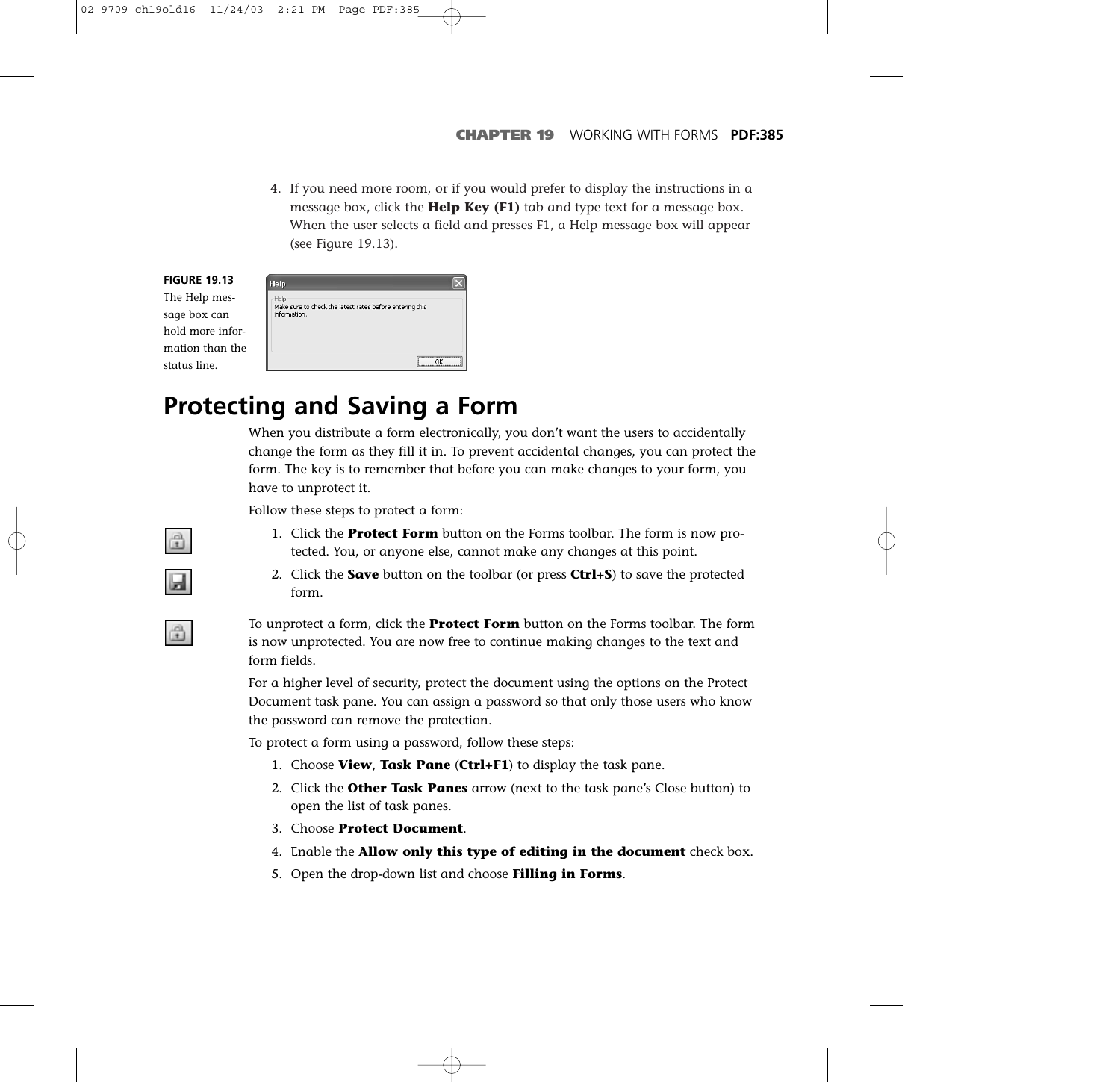4. If you need more room, or if you would prefer to display the instructions in a message box, click the **Help Key (F1)** tab and type text for a message box. When the user selects a field and presses F1, a Help message box will appear (see Figure 19.13).

**FIGURE 19.13**
The Help message box can hold more information than the status line.

## Protecting and Saving a Form

When you distribute a form electronically, you don't want the users to accidentally change the form as they fill it in. To prevent accidental changes, you can protect the form. The key is to remember that before you can make changes to your form, you have to unprotect it.

Follow these steps to protect a form:

1. Click the **Protect Form** button on the Forms toolbar. The form is now protected. You, or anyone else, cannot make any changes at this point.
2. Click the **Save** button on the toolbar (or press **Ctrl+S**) to save the protected form.

To unprotect a form, click the **Protect Form** button on the Forms toolbar. The form is now unprotected. You are now free to continue making changes to the text and form fields.

For a higher level of security, protect the document using the options on the Protect Document task pane. You can assign a password so that only those users who know the password can remove the protection.

To protect a form using a password, follow these steps:

1. Choose **View**, **Task Pane** (**Ctrl+F1**) to display the task pane.
2. Click the **Other Task Panes** arrow (next to the task pane's Close button) to open the list of task panes.
3. Choose **Protect Document**.
4. Enable the **Allow only this type of editing in the document** check box.
5. Open the drop-down list and choose **Filling in Forms**.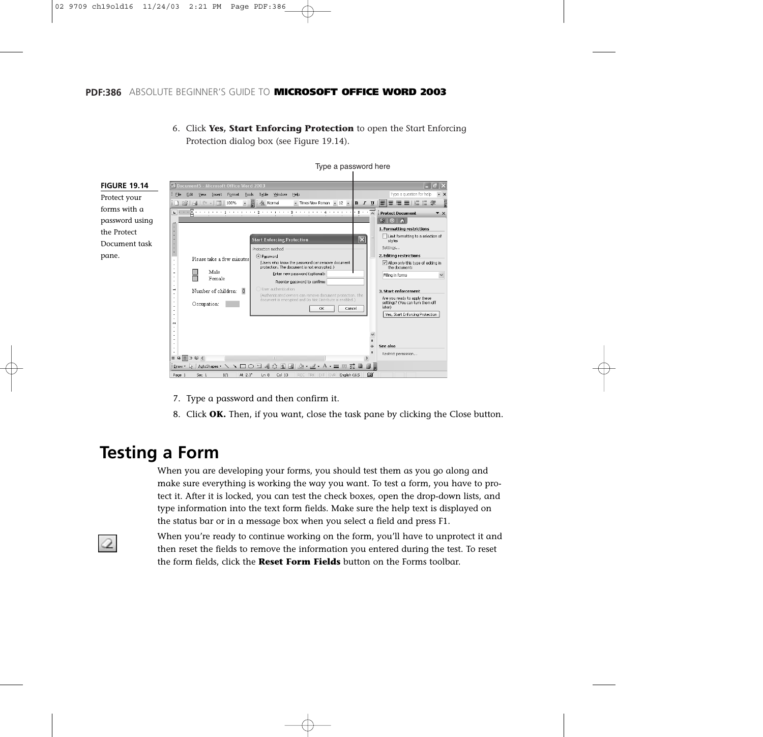6. Click **Yes, Start Enforcing Protection** to open the Start Enforcing Protection dialog box (see Figure 19.14).

**FIGURE 19.14**
Protect your forms with a password using the Protect Document task pane.

7. Type a password and then confirm it.
8. Click **OK.** Then, if you want, close the task pane by clicking the Close button.

## Testing a Form

When you are developing your forms, you should test them as you go along and make sure everything is working the way you want. To test a form, you have to protect it. After it is locked, you can test the check boxes, open the drop-down lists, and type information into the text form fields. Make sure the help text is displayed on the status bar or in a message box when you select a field and press F1.

When you're ready to continue working on the form, you'll have to unprotect it and then reset the fields to remove the information you entered during the test. To reset the form fields, click the **Reset Form Fields** button on the Forms toolbar.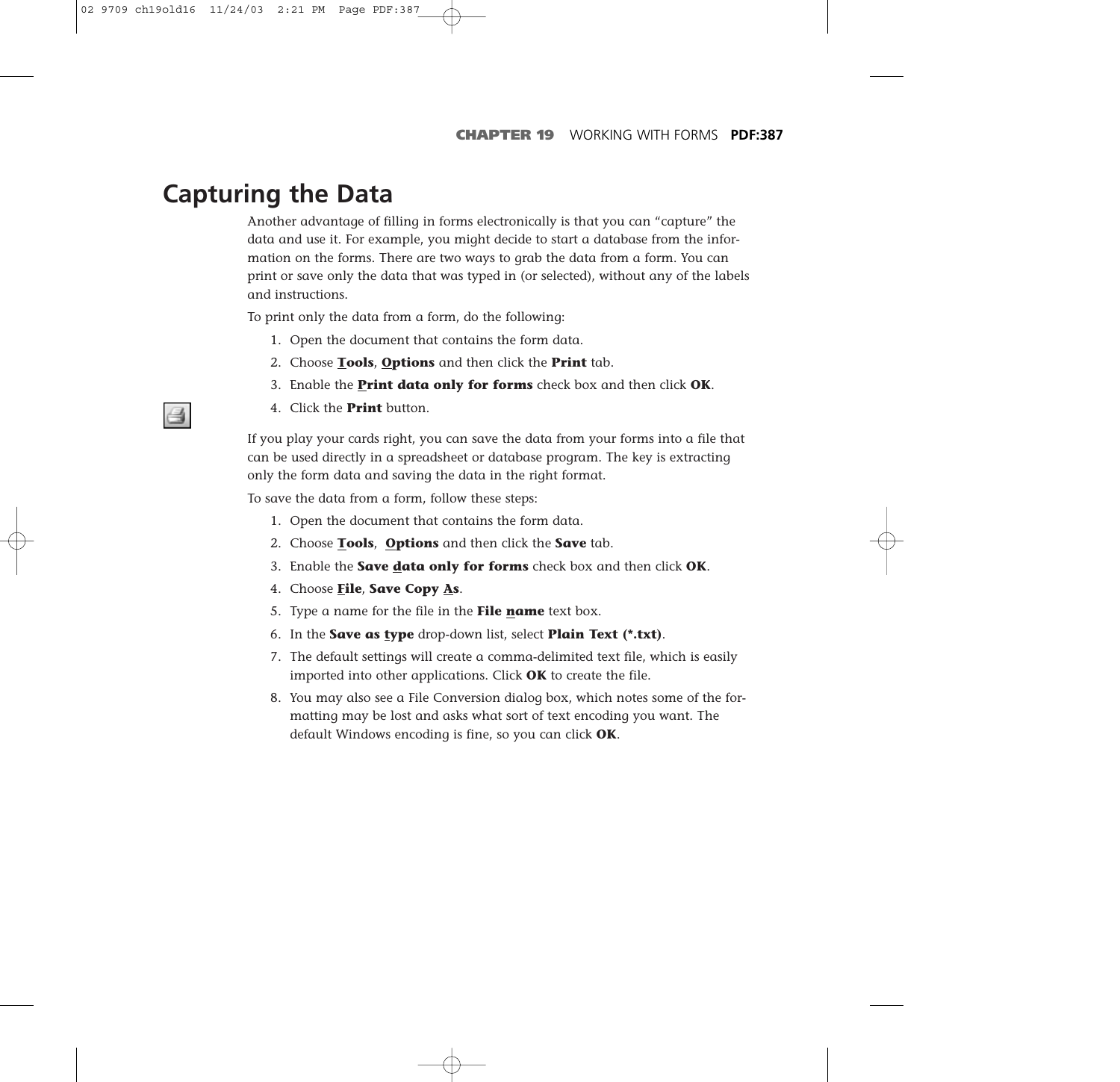## Capturing the Data

Another advantage of filling in forms electronically is that you can "capture" the data and use it. For example, you might decide to start a database from the information on the forms. There are two ways to grab the data from a form. You can print or save only the data that was typed in (or selected), without any of the labels and instructions.

To print only the data from a form, do the following:

1. Open the document that contains the form data.
2. Choose **Tools**, **Options** and then click the **Print** tab.
3. Enable the **Print data only for forms** check box and then click **OK**.
4. Click the **Print** button.

If you play your cards right, you can save the data from your forms into a file that can be used directly in a spreadsheet or database program. The key is extracting only the form data and saving the data in the right format.

To save the data from a form, follow these steps:

1. Open the document that contains the form data.
2. Choose **Tools**, **Options** and then click the **Save** tab.
3. Enable the **Save data only for forms** check box and then click **OK**.
4. Choose **File**, **Save Copy As**.
5. Type a name for the file in the **File name** text box.
6. In the **Save as type** drop-down list, select **Plain Text (*.txt)**.
7. The default settings will create a comma-delimited text file, which is easily imported into other applications. Click **OK** to create the file.
8. You may also see a File Conversion dialog box, which notes some of the formatting may be lost and asks what sort of text encoding you want. The default Windows encoding is fine, so you can click **OK**.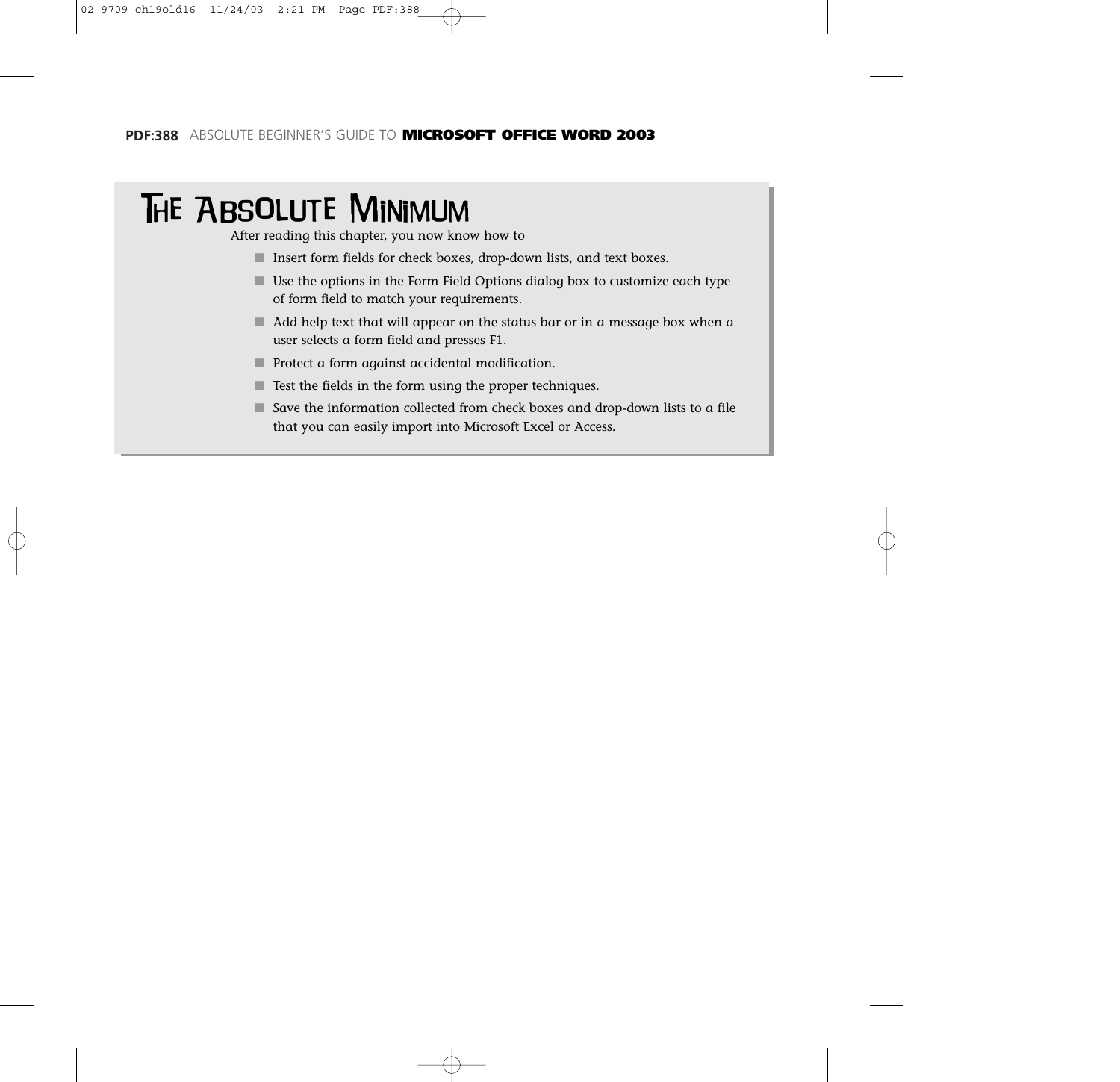## THE ABSOLUTE MINIMUM

After reading this chapter, you now know how to

- Insert form fields for check boxes, drop-down lists, and text boxes.
- Use the options in the Form Field Options dialog box to customize each type of form field to match your requirements.
- Add help text that will appear on the status bar or in a message box when a user selects a form field and presses F1.
- Protect a form against accidental modification.
- Test the fields in the form using the proper techniques.
- Save the information collected from check boxes and drop-down lists to a file that you can easily import into Microsoft Excel or Access.